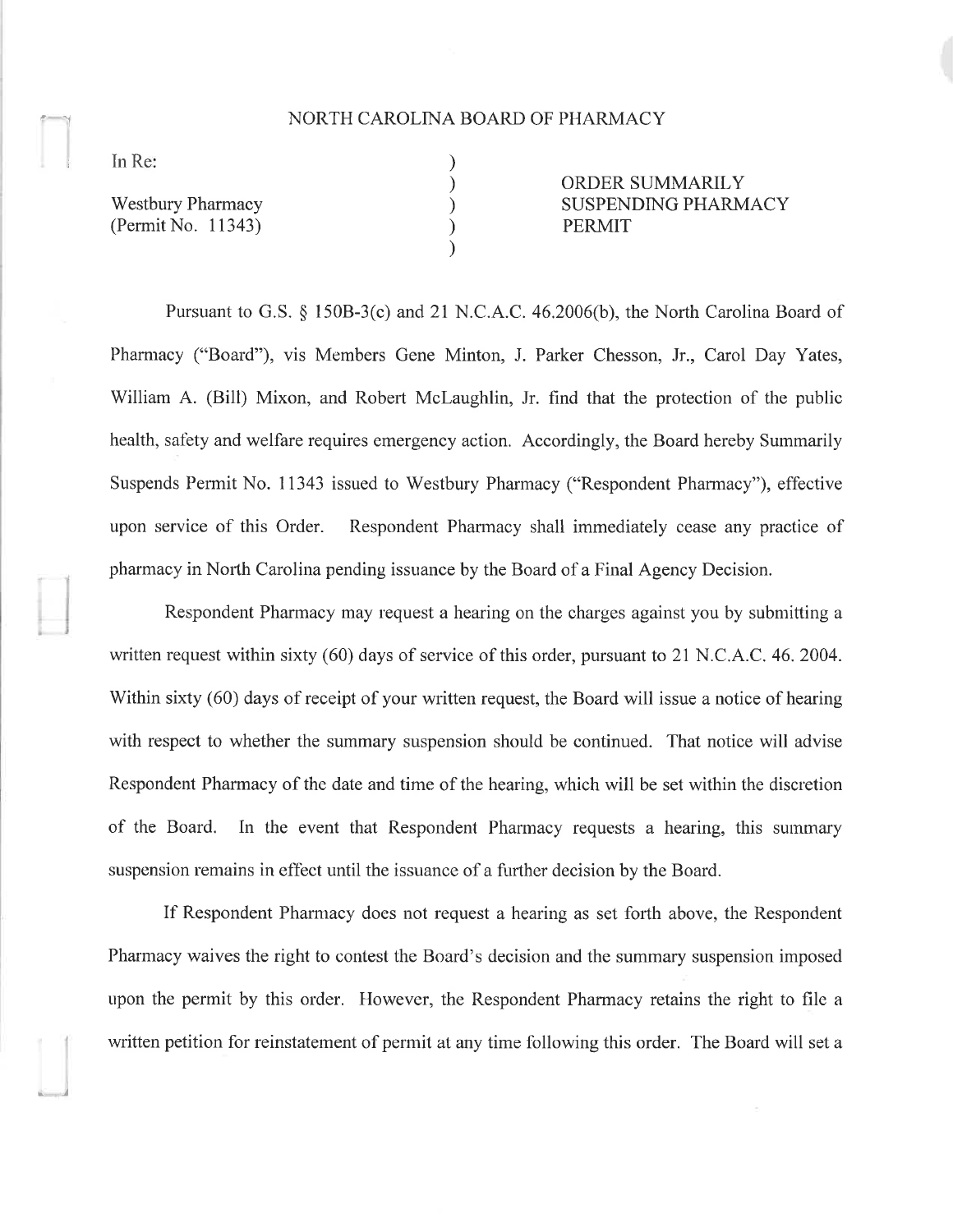NORTH CAROLINA BOARD OF PHARMACY

| In Re: | | |
|---|---|---|
| Westbury Pharmacy (Permit No. 11343) | ) | ORDER SUMMARILY SUSPENDING PHARMACY PERMIT |

Pursuant to G.S. § 150B-3(c) and 21 N.C.A.C. 46.2006(b), the North Carolina Board of Pharmacy ("Board"), vis Members Gene Minton, J. Parker Chesson, Jr., Carol Day Yates, William A. (Bill) Mixon, and Robert McLaughlin, Jr. find that the protection of the public health, safety and welfare requires emergency action. Accordingly, the Board hereby Summarily Suspends Permit No. 11343 issued to Westbury Pharmacy ("Respondent Pharmacy"), effective upon service of this Order. Respondent Pharmacy shall immediately cease any practice of pharmacy in North Carolina pending issuance by the Board of a Final Agency Decision.

Respondent Pharmacy may request a hearing on the charges against you by submitting a written request within sixty (60) days of service of this order, pursuant to 21 N.C.A.C. 46. 2004. Within sixty (60) days of receipt of your written request, the Board will issue a notice of hearing with respect to whether the summary suspension should be continued. That notice will advise Respondent Pharmacy of the date and time of the hearing, which will be set within the discretion of the Board. In the event that Respondent Pharmacy requests a hearing, this summary suspension remains in effect until the issuance of a further decision by the Board.

If Respondent Pharmacy does not request a hearing as set forth above, the Respondent Pharmacy waives the right to contest the Board's decision and the summary suspension imposed upon the permit by this order. However, the Respondent Pharmacy retains the right to file a written petition for reinstatement of permit at any time following this order. The Board will set a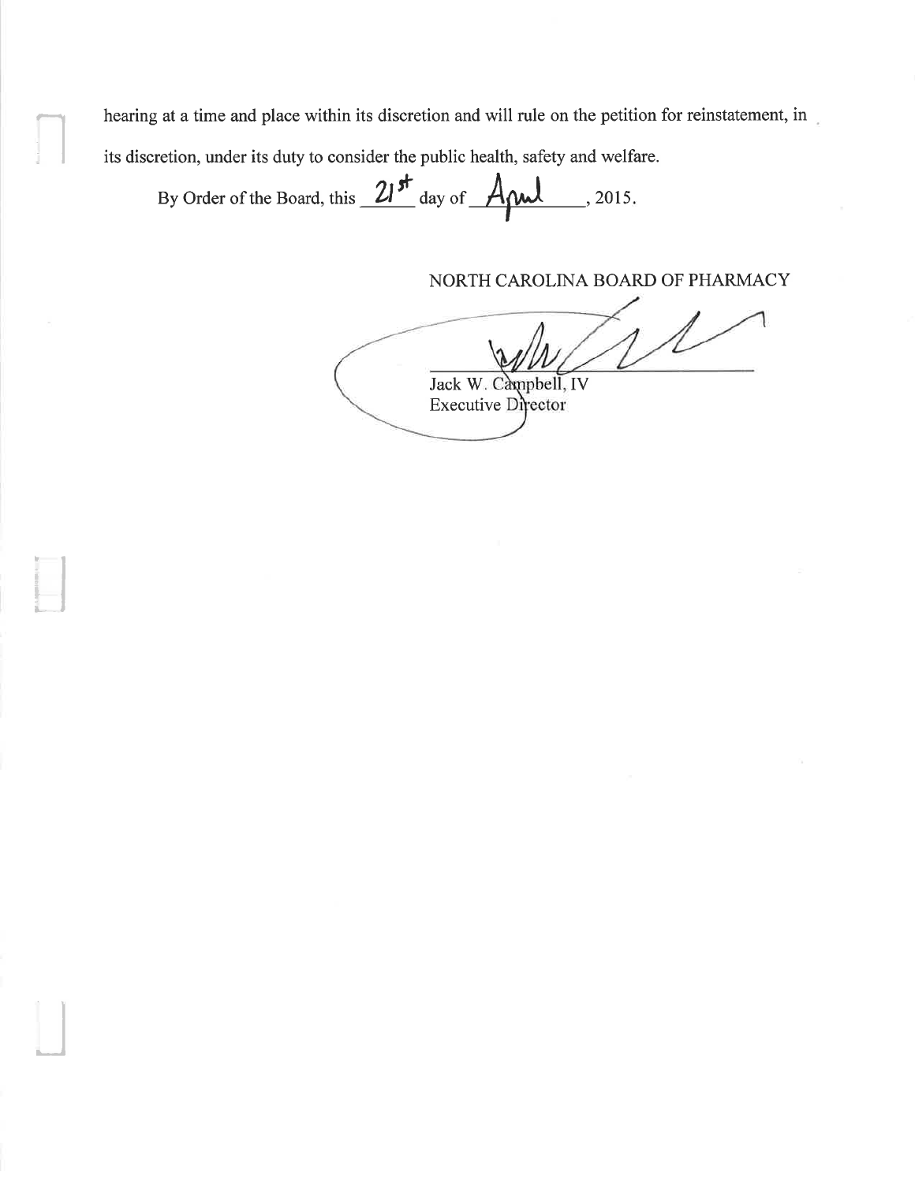hearing at a time and place within its discretion and will rule on the petition for reinstatement, in its discretion, under its duty to consider the public health, safety and welfare.

By Order of the Board, this 21st day of April, 2015.

NORTH CAROLINA BOARD OF PHARMACY

Jack W. Campbell, IV
Executive Director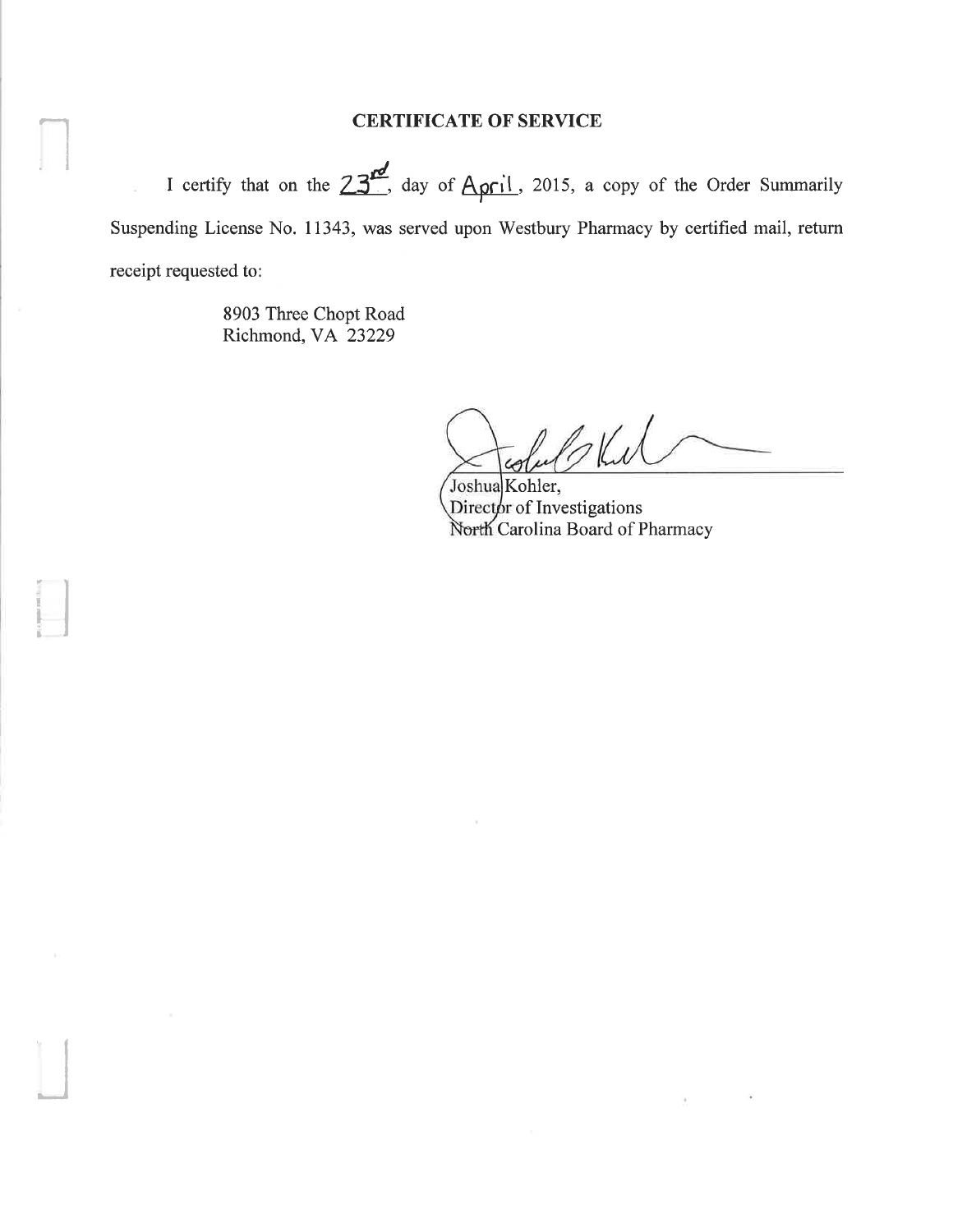## CERTIFICATE OF SERVICE

I certify that on the 23rd day of April, 2015, a copy of the Order Summarily Suspending License No. 11343, was served upon Westbury Pharmacy by certified mail, return receipt requested to:

8903 Three Chopt Road
Richmond, VA 23229

Joshua Kohler,
Director of Investigations
North Carolina Board of Pharmacy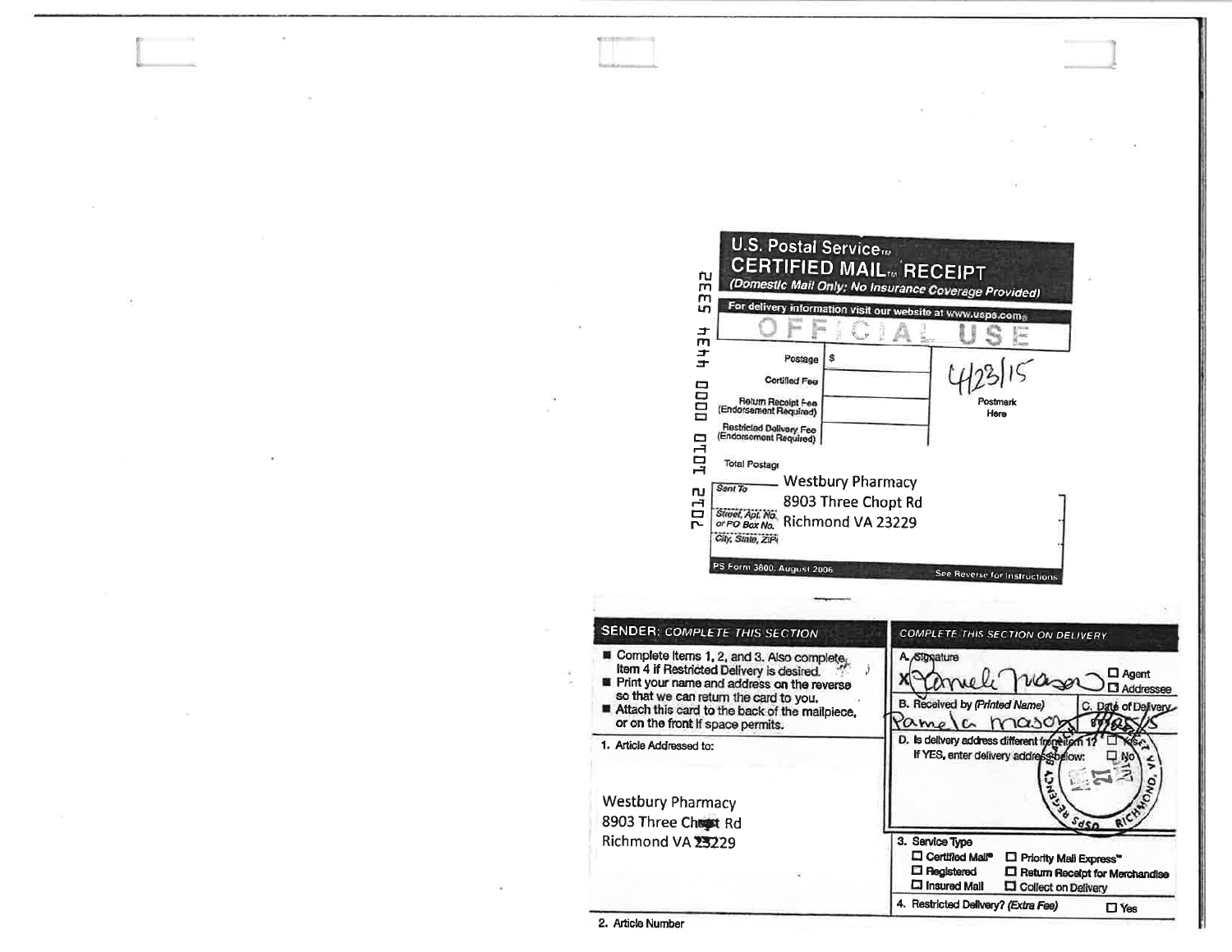## U.S. Postal Service™ CERTIFIED MAIL™ RECEIPT

*(Domestic Mail Only; No Insurance Coverage Provided)*

For delivery information visit our website at www.usps.com®

OFFICIAL USE

7012 1010 0000 4434 5332

| | | |
|---|---|---|
| Postage | $ | 4/23/15 |
| Certified Fee | | Postmark Here |
| Return Receipt Fee (Endorsement Required) | | |
| Restricted Delivery Fee (Endorsement Required) | | |
| Total Postage | | |

Sent To: Westbury Pharmacy

Street, Apt. No., or PO Box No.: 8903 Three Chopt Rd

City, State, ZIP: Richmond VA 23229

PS Form 3800, August 2006 — See Reverse for Instructions

---

### SENDER: COMPLETE THIS SECTION

- Complete items 1, 2, and 3. Also complete item 4 if Restricted Delivery is desired.
- Print your name and address on the reverse so that we can return the card to you.
- Attach this card to the back of the mailpiece, or on the front if space permits.

1. Article Addressed to:

Westbury Pharmacy
8903 Three Chopt Rd
Richmond VA 23229

2. Article Number

### COMPLETE THIS SECTION ON DELIVERY

A. Signature
X Pamela Mason ☐ Agent ☐ Addressee

B. Received by *(Printed Name)*: Pamela Mason

C. Date of Delivery: 4/25/15

D. Is delivery address different from item 1? ☐ Yes
If YES, enter delivery address below: ☐ No

USPS REGENCY BRANCH RICHMOND, VA — APR 27

3. Service Type
☐ Certified Mail® ☐ Priority Mail Express™
☐ Registered ☐ Return Receipt for Merchandise
☐ Insured Mail ☐ Collect on Delivery

4. Restricted Delivery? *(Extra Fee)* ☐ Yes